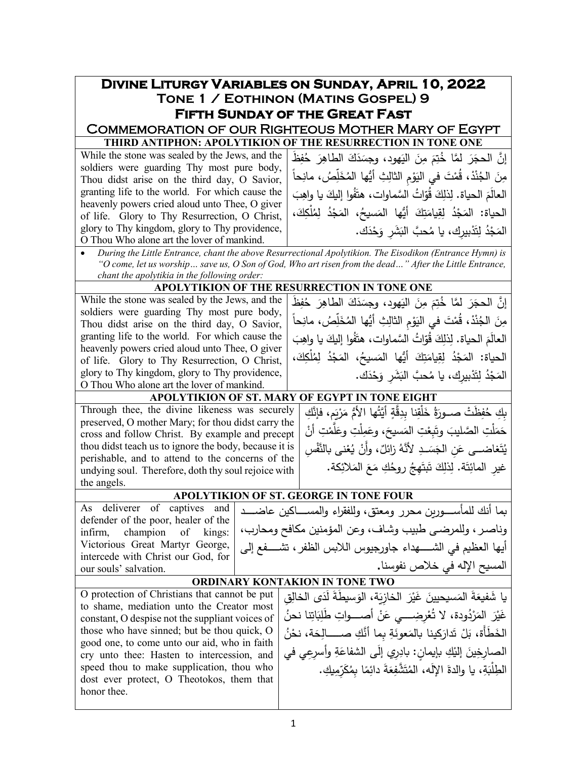# Divine Liturgy Variables on Sunday, April 10, 2022
## Tone 1 / Eothinon (Matins Gospel) 9
## Fifth Sunday of the Great Fast
### Commemoration of our Righteous Mother Mary of Egypt

| THIRD ANTIPHON: APOLYTIKION OF THE RESURRECTION IN TONE ONE | |
|---|---|
| While the stone was sealed by the Jews, and the soldiers were guarding Thy most pure body, Thou didst arise on the third day, O Savior, granting life to the world. For which cause the heavenly powers cried aloud unto Thee, O giver of life. Glory to Thy Resurrection, O Christ, glory to Thy kingdom, glory to Thy providence, O Thou Who alone art the lover of mankind. | إنَّ الحجَرَ لمَّا خُتِمَ مِنَ اليَهود، وجسَدَكَ الطاهِرَ حُفِظَ مِنَ الجُنْدْ، قُمْتَ في اليَوْمِ الثالِثِ أيُّها المُخَلِّصُ، مانِحاً العالَمَ الحياة. لِذلِكَ قُوّاتُ السَّماوات، هتَفُوا إليكَ يا واهِبَ الحياة: المَجْدُ لِقِيامَتِكَ أيُّها المَسيحُ، المَجْدُ لِمُلْكِكَ، المَجْدُ لِتَدْبيرِك، يا مُحبَّ البَشَرِ وَحْدَكَ. |

- *During the Little Entrance, chant the above Resurrectional Apolytikion. The Eisodikon (Entrance Hymn) is "O come, let us worship… save us, O Son of God, Who art risen from the dead…" After the Little Entrance, chant the apolytikia in the following order:*

| APOLYTIKION OF THE RESURRECTION IN TONE ONE | |
|---|---|
| While the stone was sealed by the Jews, and the soldiers were guarding Thy most pure body, Thou didst arise on the third day, O Savior, granting life to the world. For which cause the heavenly powers cried aloud unto Thee, O giver of life. Glory to Thy Resurrection, O Christ, glory to Thy kingdom, glory to Thy providence, O Thou Who alone art the lover of mankind. | إنَّ الحجَرَ لمَّا خُتِمَ مِنَ اليَهود، وجسَدَكَ الطاهِرَ حُفِظَ مِنَ الجُنْدْ، قُمْتَ في اليَوْمِ الثالِثِ أيُّها المُخَلِّصُ، مانِحاً العالَمَ الحياة. لِذلِكَ قُوّاتُ السَّماوات، هتَفُوا إليكَ يا واهِبَ الحياة: المَجْدُ لِقِيامَتِكَ أيُّها المَسيحُ، المَجْدُ لِمُلْكِكَ، المَجْدُ لِتَدْبيرِك، يا مُحبَّ البَشَرِ وَحْدَكَ. |

| APOLYTIKION OF ST. MARY OF EGYPT IN TONE EIGHT | |
|---|---|
| Through thee, the divine likeness was securely preserved, O mother Mary; for thou didst carry the cross and follow Christ. By example and precept thou didst teach us to ignore the body, because it is perishable, and to attend to the concerns of the undying soul. Therefore, doth thy soul rejoice with the angels. | بِكِ حُفِظَتْ صـورَةُ خَلْقِنا بِدِقَّةٍ أيَّتُها الأمُّ مَرْيَم، فإنَّكِ حَمَلْتِ الصَّليبَ وتَبِعْتِ المَسيحَ، وعَمِلْتِ وعَلَّمْتِ أنْ يُتَغاضـى عَنِ الجَسَـدِ لأنَّهُ زائِلٌ، وأَنْ يُعْنى بالنَّفْسِ غيرِ المائِتَة. لِذلِكَ تَبتَهِجُ روحُكِ مَعَ المَلائِكة. |

| APOLYTIKION OF ST. GEORGE IN TONE FOUR | |
|---|---|
| As deliverer of captives and defender of the poor, healer of the infirm, champion of kings: Victorious Great Martyr George, intercede with Christ our God, for our souls' salvation. | بما أنك للمأسـورين محرر ومعتق، وللفقراء والمسـاكين عاضـد وناصر، وللمرضى طبيب وشاف، وعن المؤمنين مكافح ومحارب، أيها العظيم في الشـهداء جاورجيوس اللابس الظفر، تشـفع إلى المسيح الإله في خلاص نفوسنا. |

| ORDINARY KONTAKION IN TONE TWO | |
|---|---|
| O protection of Christians that cannot be put to shame, mediation unto the Creator most constant, O despise not the suppliant voices of those who have sinned; but be thou quick, O good one, to come unto our aid, who in faith cry unto thee: Hasten to intercession, and speed thou to make supplication, thou who dost ever protect, O Theotokos, them that honor thee. | يا شَفيعَةَ المَسيحيينَ غَيْرَ الخازِيَة، الوَسيطَةَ لَدَى الخالِقِ غَيْرَ المَرْدُودة، لا تُعْرِضِـي عَنْ أصـواتِ طَلِبَاتِنا نحنُ الخَطَأَة، بَلْ تَدارَكينا بالمَعونَةِ بِما أنَّكِ صـالِحَة، نَحْنُ الصارِخِينَ إليْكِ بإيمانٍ: بادِري إلَى الشفاعَةِ وأَسرِعِي في الطِلْبَةِ، يا والدةَ الإلَه، المُتَشَفِّعَةَ دائمًا بِمُكَرِّمِيكِ. |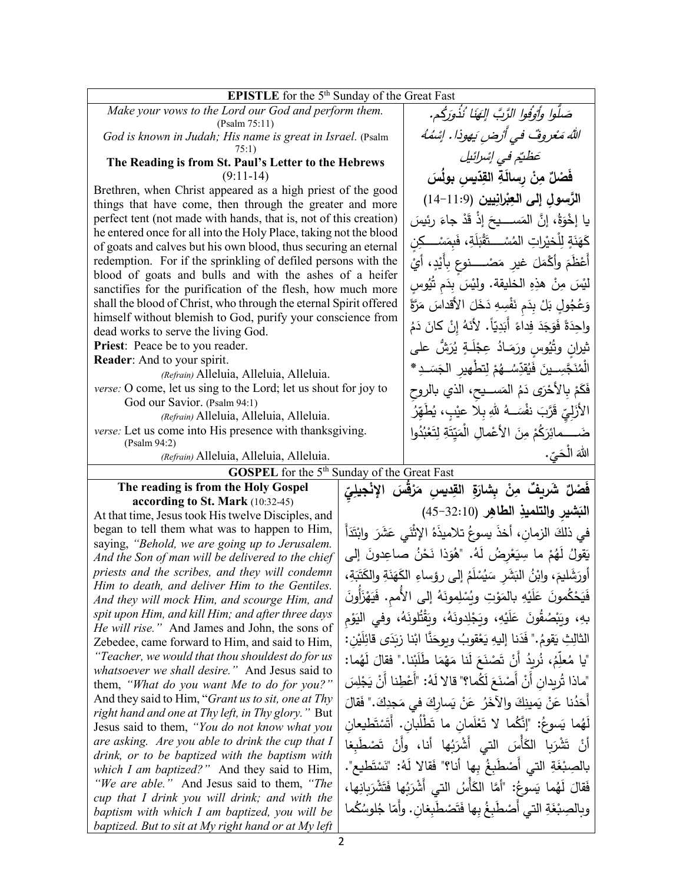**EPISTLE** for the 5th Sunday of the Great Fast

*Make your vows to the Lord our God and perform them.* (Psalm 75:11)

*God is known in Judah; His name is great in Israel.* (Psalm 75:1)

**The Reading is from St. Paul's Letter to the Hebrews** (9:11-14)

Brethren, when Christ appeared as a high priest of the good things that have come, then through the greater and more perfect tent (not made with hands, that is, not of this creation) he entered once for all into the Holy Place, taking not the blood of goats and calves but his own blood, thus securing an eternal redemption. For if the sprinkling of defiled persons with the blood of goats and bulls and with the ashes of a heifer sanctifies for the purification of the flesh, how much more shall the blood of Christ, who through the eternal Spirit offered himself without blemish to God, purify your conscience from dead works to serve the living God.

**Priest**: Peace be to you reader.

**Reader**: And to your spirit.

*(Refrain)* Alleluia, Alleluia, Alleluia.

*verse:* O come, let us sing to the Lord; let us shout for joy to God our Savior. (Psalm 94:1)

*(Refrain)* Alleluia, Alleluia, Alleluia.

*verse:* Let us come into His presence with thanksgiving. (Psalm 94:2)

*(Refrain)* Alleluia, Alleluia, Alleluia.

*صَلُّوا وأَوْفُوا الرَّبَّ إلهَنَا نُذُورَكُم.*

*اللهُ مَعْروفٌ في أرْضِ يَهوذا. إسْمُهُ عَظيمٌ في إسْرائيل*

**فَصْلٌ مِنْ رِسالَةِ القدّيسِ بولُسَ الرَّسولِ إلى العِبْرانِيين** (9:11-14)

يا إخْوَةُ، إنَّ المَسيحَ إذْ قَدْ جاءَ رئيسَ كَهَنَةٍ لِلْخيْراتِ المُسْتَقْبَلَةِ، فَبِمَسْكِنٍ أعْظَمَ وأكْمَلَ غير مَصْنوعٍ بِأيْدٍ، أيْ لَيْسَ مِنْ هذِهِ الخليقة. ولَيْسَ بِدَمِ تُيُوسٍ وَعُجُولٍ بَلْ بِدَمِ نَفْسِهِ دَخَلَ الأقداسَ مَرَّةً واحِدَةً فَوَجَدَ فِداءً أبَدِيّاً. لأنهُ إنْ كانَ دَمُ ثيرانٍ وتُيُوسٍ ورَمَادُ عِجْلَةٍ يُرَشُّ على الْمُنَجَّسِينَ فَيُقدِّسُهُمْ لِتطْهيرِ الجَسَدِ* فَكَمْ بِالأحْرَى دَمُ المَسيحِ، الذي بالروحِ الأزَلِيِّ قَرَّبَ نفْسَهُ للهِ بِلا عيْبٍ، يُطَهِّرُ ضَمائِرَكُمْ مِنَ الأعْمالِ الْمَيِّتَةِ لِتَعْبُدُوا اللهَ الْحَيّ.

**GOSPEL** for the 5th Sunday of the Great Fast

**The reading is from the Holy Gospel according to St. Mark** (10:32-45)

At that time, Jesus took His twelve Disciples, and began to tell them what was to happen to Him, saying, *"Behold, we are going up to Jerusalem. And the Son of man will be delivered to the chief priests and the scribes, and they will condemn Him to death, and deliver Him to the Gentiles. And they will mock Him, and scourge Him, and spit upon Him, and kill Him; and after three days He will rise."* And James and John, the sons of Zebedee, came forward to Him, and said to Him, *"Teacher, we would that thou shouldest do for us whatsoever we shall desire."* And Jesus said to them, *"What do you want Me to do for you?"* And they said to Him, "*Grant us to sit, one at Thy right hand and one at Thy left, in Thy glory."* But Jesus said to them, *"You do not know what you are asking. Are you able to drink the cup that I drink, or to be baptized with the baptism with which I am baptized?"* And they said to Him, *"We are able."* And Jesus said to them, *"The cup that I drink you will drink; and with the baptism with which I am baptized, you will be baptized. But to sit at My right hand or at My left*

**فَصْلٌ شَريفٌ مِنْ بِشارَةِ القِديسِ مَرْقُسَ الإنْجيليِّ البَشيرِ والتلميذِ الطاهِر** (10:32-45)

في ذلكَ الزمانِ، أخذَ يسوعُ تلاميذَهُ الإثْنَي عَشَرَ وابْتَدَأَ يَقولُ لَهُمْ ما سيَعْرِضُ لَهُ. "هُوَذا نَحْنُ صاعِدونَ إلى أورَشَليمَ، وابْنُ البَشَرِ سَيُسْلَمُ إلى رؤساءِ الكَهَنَةِ والكَتَبَةِ، فَيَحْكُمونَ عَلَيْهِ بالمَوْتِ ويُسْلِمونَهُ إلى الأُمَمِ. فَيَهْزَأُونَ بهِ، ويَبْصُقُونَ عَلَيْهِ، ويَجْلِدونَهُ، ويَقْتُلونَهُ، وفي اليَوْمِ الثالِثِ يَقومُ." فَدَنا إليهِ يَعْقوبُ ويوحَنَّا ابْنا زَبَدَى قائِلَيْنِ: "يا مُعلِّمُ، نُريدُ أنْ تَصْنَعَ لَنا مَهْما طَلَبْنا." فقالَ لَهُما: "ماذا تُريدانِ أنْ أَصْنَعَ لَكُما؟" قالا لَهُ: "أَعْطِنا أنْ يَجْلِسَ أحَدُنا عَنْ يَمينِكَ والآخَرُ عَنْ يَسارِكَ في مَجدِكَ." فَقالَ لَهُما يَسوعُ: "إنَّكُما لا تَعْلَمانِ ما تَطْلُبانِ. أَتَسْتَطيعانِ أنْ تَشْرَبا الكَأْسَ التي أَشْرَبُها أنا، وأنْ تَصْطَبِغا بالصِبْغَةِ التي أَصْطَبِغُ بها أنا؟" فَقالا لَهُ: "نَسْتَطيعُ". فَقالَ لَهُما يَسوعُ: "أَمّا الكَأْسُ التي أَشْرَبُها فَتَشْرَبانِها، وبِالصِبْغَةِ التي أَصْطَبِغُ بِها فَتَصْطَبِغانِ. وأَمّا جُلوسُكُما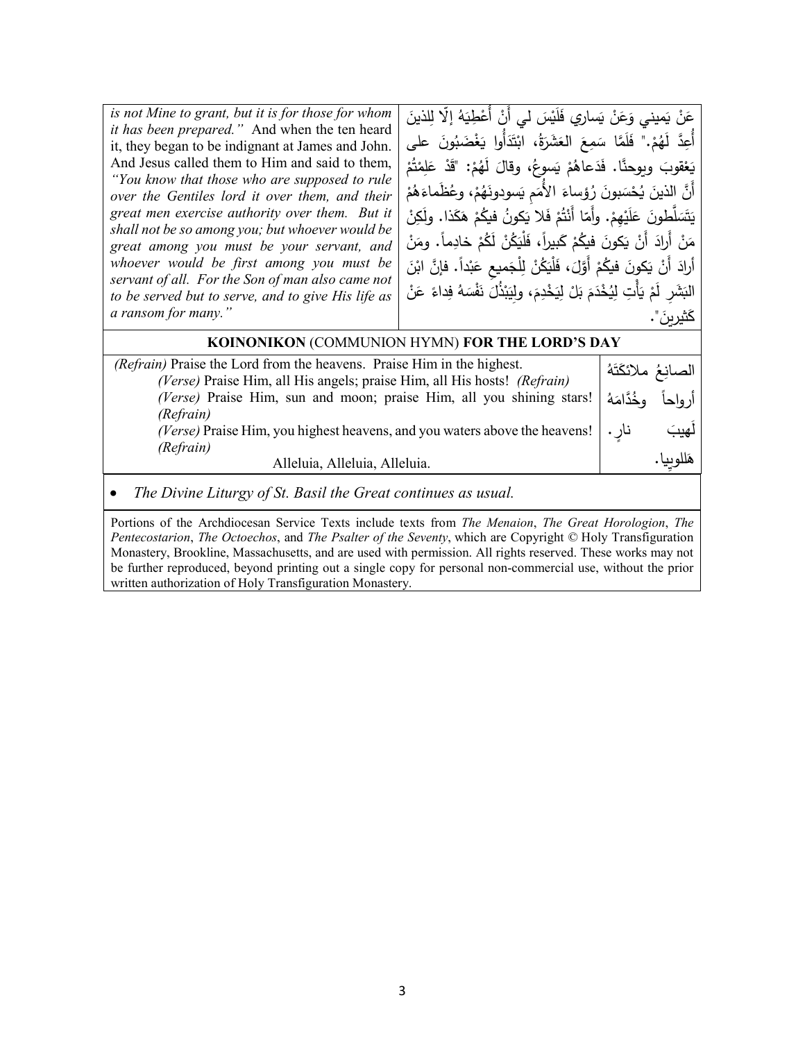| | |
|---|---|
| *is not Mine to grant, but it is for those for whom it has been prepared."* And when the ten heard it, they began to be indignant at James and John. And Jesus called them to Him and said to them, *"You know that those who are supposed to rule over the Gentiles lord it over them, and their great men exercise authority over them. But it shall not be so among you; but whoever would be great among you must be your servant, and whoever would be first among you must be servant of all. For the Son of man also came not to be served but to serve, and to give His life as a ransom for many."* | عَنْ يَميني وَعَنْ يَساري فَلَيْسَ لي أَنْ أُعْطِيَهُ إلّا لِلذينَ أُعِدَّ لَهُمْ." فَلَمَّا سَمِعَ العَشَرَةُ، ابْتَدَأُوا يَغْضَبُونَ على يَعْقوبَ ويوحنَّا. فَدَعاهُمْ يَسوعُ، وقالَ لَهُمْ: "قَدْ عَلِمْتُمْ أَنَّ الذينَ يُحْسَبونَ رُؤَساءَ الأُمَمِ يَسودونَهُمْ، وعُظَماءَهُمْ يَتَسَلَّطونَ عَلَيْهِمْ. وأَمّا أَنْتُمْ فَلا يَكونُ فيكُمْ هَكَذا. ولَكِنْ مَنْ أَرادَ أَنْ يَكونَ فيكُمْ كَبيراً، فَلْيَكُنْ لَكُمْ خادِماً. ومَنْ أَرادَ أَنْ يَكونَ فيكُمْ أَوَّلَ، فَلْيَكُنْ لِلْجَميعِ عَبْداً. فإنَّ ابْنَ البَشَرِ لَمْ يَأْتِ لِيُخْدَمَ بَلْ لِيَخْدِمَ، ولِيَبْذُلَ نَفْسَهُ فِداءً عَنْ كَثيرينَ". |

**KOINONIKON** (COMMUNION HYMN) **FOR THE LORD'S DAY**

| | |
|---|---|
| *(Refrain)* Praise the Lord from the heavens. Praise Him in the highest.<br>*(Verse)* Praise Him, all His angels; praise Him, all His hosts! *(Refrain)*<br>*(Verse)* Praise Him, sun and moon; praise Him, all you shining stars! *(Refrain)*<br>*(Verse)* Praise Him, you highest heavens, and you waters above the heavens! *(Refrain)*<br>Alleluia, Alleluia, Alleluia. | الصانِعُ ملائكَتَهُ أرواحاً وخُدَّامَهُ لَهيبَ نارٍ. هَللويا. |

- *The Divine Liturgy of St. Basil the Great continues as usual.*

Portions of the Archdiocesan Service Texts include texts from *The Menaion*, *The Great Horologion*, *The Pentecostarion*, *The Octoechos*, and *The Psalter of the Seventy*, which are Copyright © Holy Transfiguration Monastery, Brookline, Massachusetts, and are used with permission. All rights reserved. These works may not be further reproduced, beyond printing out a single copy for personal non-commercial use, without the prior written authorization of Holy Transfiguration Monastery.